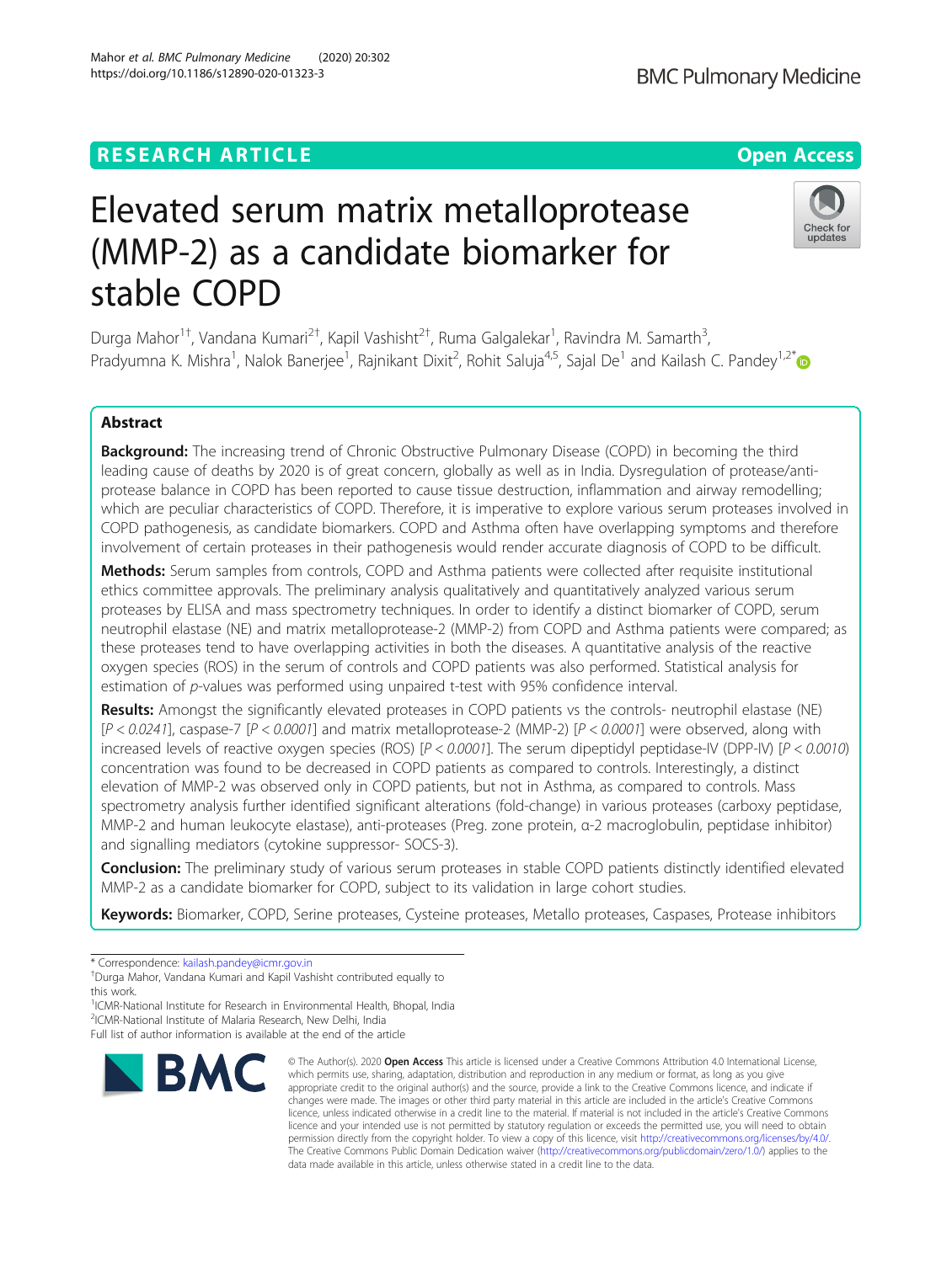RESEARCH ARTICLE

Open Access

# Elevated serum matrix metalloprotease (MMP-2) as a candidate biomarker for stable COPD

Durga Mahor[1†], Vandana Kumari[2†], Kapil Vashisht[2†], Ruma Galgalekar[1], Ravindra M. Samarth[3], Pradyumna K. Mishra[1], Nalok Banerjee[1], Rajnikant Dixit[2], Rohit Saluja[4,5], Sajal De[1] and Kailash C. Pandey[1,2*]

## Abstract

**Background:** The increasing trend of Chronic Obstructive Pulmonary Disease (COPD) in becoming the third leading cause of deaths by 2020 is of great concern, globally as well as in India. Dysregulation of protease/anti-protease balance in COPD has been reported to cause tissue destruction, inflammation and airway remodelling; which are peculiar characteristics of COPD. Therefore, it is imperative to explore various serum proteases involved in COPD pathogenesis, as candidate biomarkers. COPD and Asthma often have overlapping symptoms and therefore involvement of certain proteases in their pathogenesis would render accurate diagnosis of COPD to be difficult.

**Methods:** Serum samples from controls, COPD and Asthma patients were collected after requisite institutional ethics committee approvals. The preliminary analysis qualitatively and quantitatively analyzed various serum proteases by ELISA and mass spectrometry techniques. In order to identify a distinct biomarker of COPD, serum neutrophil elastase (NE) and matrix metalloprotease-2 (MMP-2) from COPD and Asthma patients were compared; as these proteases tend to have overlapping activities in both the diseases. A quantitative analysis of the reactive oxygen species (ROS) in the serum of controls and COPD patients was also performed. Statistical analysis for estimation of *p*-values was performed using unpaired t-test with 95% confidence interval.

**Results:** Amongst the significantly elevated proteases in COPD patients vs the controls- neutrophil elastase (NE) [*P < 0.0241*], caspase-7 [*P < 0.0001*] and matrix metalloprotease-2 (MMP-2) [*P < 0.0001*] were observed, along with increased levels of reactive oxygen species (ROS) [*P < 0.0001*]. The serum dipeptidyl peptidase-IV (DPP-IV) [*P < 0.0010*) concentration was found to be decreased in COPD patients as compared to controls. Interestingly, a distinct elevation of MMP-2 was observed only in COPD patients, but not in Asthma, as compared to controls. Mass spectrometry analysis further identified significant alterations (fold-change) in various proteases (carboxy peptidase, MMP-2 and human leukocyte elastase), anti-proteases (Preg. zone protein, α-2 macroglobulin, peptidase inhibitor) and signalling mediators (cytokine suppressor- SOCS-3).

**Conclusion:** The preliminary study of various serum proteases in stable COPD patients distinctly identified elevated MMP-2 as a candidate biomarker for COPD, subject to its validation in large cohort studies.

**Keywords:** Biomarker, COPD, Serine proteases, Cysteine proteases, Metallo proteases, Caspases, Protease inhibitors

---

\* Correspondence: kailash.pandey@icmr.gov.in

†Durga Mahor, Vandana Kumari and Kapil Vashisht contributed equally to this work.

[1]ICMR-National Institute for Research in Environmental Health, Bhopal, India

[2]ICMR-National Institute of Malaria Research, New Delhi, India

Full list of author information is available at the end of the article

© The Author(s). 2020 **Open Access** This article is licensed under a Creative Commons Attribution 4.0 International License, which permits use, sharing, adaptation, distribution and reproduction in any medium or format, as long as you give appropriate credit to the original author(s) and the source, provide a link to the Creative Commons licence, and indicate if changes were made. The images or other third party material in this article are included in the article's Creative Commons licence, unless indicated otherwise in a credit line to the material. If material is not included in the article's Creative Commons licence and your intended use is not permitted by statutory regulation or exceeds the permitted use, you will need to obtain permission directly from the copyright holder. To view a copy of this licence, visit http://creativecommons.org/licenses/by/4.0/. The Creative Commons Public Domain Dedication waiver (http://creativecommons.org/publicdomain/zero/1.0/) applies to the data made available in this article, unless otherwise stated in a credit line to the data.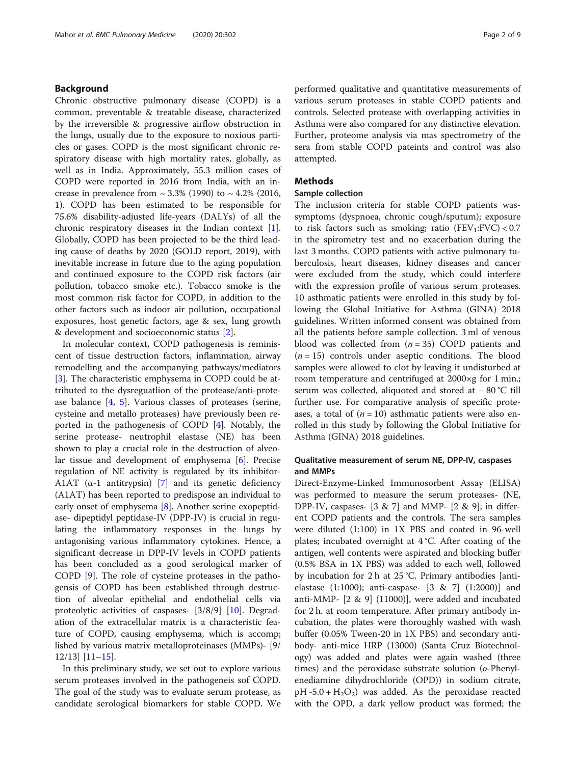## Background

Chronic obstructive pulmonary disease (COPD) is a common, preventable & treatable disease, characterized by the irreversible & progressive airflow obstruction in the lungs, usually due to the exposure to noxious particles or gases. COPD is the most significant chronic respiratory disease with high mortality rates, globally, as well as in India. Approximately, 55.3 million cases of COPD were reported in 2016 from India, with an increase in prevalence from ~ 3.3% (1990) to ~ 4.2% (2016, 1). COPD has been estimated to be responsible for 75.6% disability-adjusted life-years (DALYs) of all the chronic respiratory diseases in the Indian context [1]. Globally, COPD has been projected to be the third leading cause of deaths by 2020 (GOLD report, 2019), with inevitable increase in future due to the aging population and continued exposure to the COPD risk factors (air pollution, tobacco smoke etc.). Tobacco smoke is the most common risk factor for COPD, in addition to the other factors such as indoor air pollution, occupational exposures, host genetic factors, age & sex, lung growth & development and socioeconomic status [2].

In molecular context, COPD pathogenesis is reminiscent of tissue destruction factors, inflammation, airway remodelling and the accompanying pathways/mediators [3]. The characteristic emphysema in COPD could be attributed to the dysreguatlion of the protease/anti-protease balance [4, 5]. Various classes of proteases (serine, cysteine and metallo proteases) have previously been reported in the pathogenesis of COPD [4]. Notably, the serine protease- neutrophil elastase (NE) has been shown to play a crucial role in the destruction of alveolar tissue and development of emphysema [6]. Precise regulation of NE activity is regulated by its inhibitor- A1AT (α-1 antitrypsin) [7] and its genetic deficiency (A1AT) has been reported to predispose an individual to early onset of emphysema [8]. Another serine exopeptidase- dipeptidyl peptidase-IV (DPP-IV) is crucial in regulating the inflammatory responses in the lungs by antagonising various inflammatory cytokines. Hence, a significant decrease in DPP-IV levels in COPD patients has been concluded as a good serological marker of COPD [9]. The role of cysteine proteases in the pathogenesis of COPD has been established through destruction of alveolar epithelial and endothelial cells via proteolytic activities of caspases- [3/8/9] [10]. Degradation of the extracellular matrix is a characteristic feature of COPD, causing emphysema, which is accomp; lished by various matrix metalloproteinases (MMPs)- [9/12/13] [11–15].

In this preliminary study, we set out to explore various serum proteases involved in the pathogeneis sof COPD. The goal of the study was to evaluate serum protease, as candidate serological biomarkers for stable COPD. We performed qualitative and quantitative measurements of various serum proteases in stable COPD patients and controls. Selected protease with overlapping activities in Asthma were also compared for any distinctive elevation. Further, proteome analysis via mas spectrometry of the sera from stable COPD pateints and control was also attempted.

## Methods

### Sample collection

The inclusion criteria for stable COPD patients was-symptoms (dyspnoea, chronic cough/sputum); exposure to risk factors such as smoking; ratio ($FEV_1$:FVC) < 0.7 in the spirometry test and no exacerbation during the last 3 months. COPD patients with active pulmonary tuberculosis, heart diseases, kidney diseases and cancer were excluded from the study, which could interfere with the expression profile of various serum proteases. 10 asthmatic patients were enrolled in this study by following the Global Initiative for Asthma (GINA) 2018 guidelines. Written informed consent was obtained from all the patients before sample collection. 3 ml of venous blood was collected from ($n$ = 35) COPD patients and ($n$ = 15) controls under aseptic conditions. The blood samples were allowed to clot by leaving it undisturbed at room temperature and centrifuged at 2000×g for 1 min.; serum was collected, aliquoted and stored at − 80 °C till further use. For comparative analysis of specific proteases, a total of ($n$ = 10) asthmatic patients were also enrolled in this study by following the Global Initiative for Asthma (GINA) 2018 guidelines.

### Qualitative measurement of serum NE, DPP-IV, caspases and MMPs

Direct-Enzyme-Linked Immunosorbent Assay (ELISA) was performed to measure the serum proteases- (NE, DPP-IV, caspases- [3 & 7] and MMP- [2 & 9]; in different COPD patients and the controls. The sera samples were diluted (1:100) in 1X PBS and coated in 96-well plates; incubated overnight at 4 °C. After coating of the antigen, well contents were aspirated and blocking buffer (0.5% BSA in 1X PBS) was added to each well, followed by incubation for 2 h at 25 °C. Primary antibodies [anti-elastase (1:1000); anti-caspase- [3 & 7] (1:2000)] and anti-MMP- [2 & 9] (11000)], were added and incubated for 2 h. at room temperature. After primary antibody incubation, the plates were thoroughly washed with wash buffer (0.05% Tween-20 in 1X PBS) and secondary antibody- anti-mice HRP (13000) (Santa Cruz Biotechnology) was added and plates were again washed (three times) and the peroxidase substrate solution (*o*-Phenylenediamine dihydrochloride (OPD)) in sodium citrate, pH -5.0 + $H_2O_2$) was added. As the peroxidase reacted with the OPD, a dark yellow product was formed; the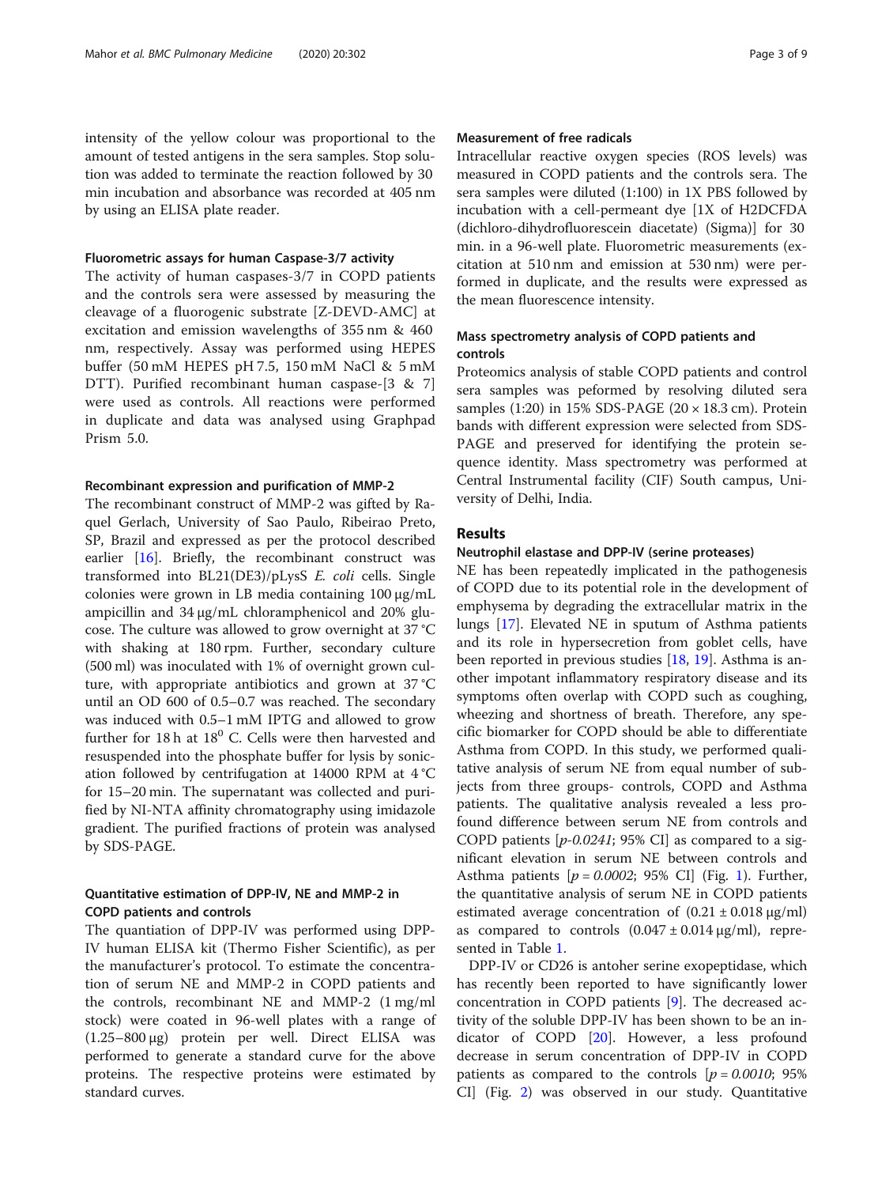intensity of the yellow colour was proportional to the amount of tested antigens in the sera samples. Stop solution was added to terminate the reaction followed by 30 min incubation and absorbance was recorded at 405 nm by using an ELISA plate reader.

### Fluorometric assays for human Caspase-3/7 activity

The activity of human caspases-3/7 in COPD patients and the controls sera were assessed by measuring the cleavage of a fluorogenic substrate [Z-DEVD-AMC] at excitation and emission wavelengths of 355 nm & 460 nm, respectively. Assay was performed using HEPES buffer (50 mM HEPES pH 7.5, 150 mM NaCl & 5 mM DTT). Purified recombinant human caspase-[3 & 7] were used as controls. All reactions were performed in duplicate and data was analysed using Graphpad Prism 5.0.

### Recombinant expression and purification of MMP-2

The recombinant construct of MMP-2 was gifted by Raquel Gerlach, University of Sao Paulo, Ribeirao Preto, SP, Brazil and expressed as per the protocol described earlier [16]. Briefly, the recombinant construct was transformed into BL21(DE3)/pLysS *E. coli* cells. Single colonies were grown in LB media containing 100 μg/mL ampicillin and 34 μg/mL chloramphenicol and 20% glucose. The culture was allowed to grow overnight at 37 °C with shaking at 180 rpm. Further, secondary culture (500 ml) was inoculated with 1% of overnight grown culture, with appropriate antibiotics and grown at 37 °C until an OD 600 of 0.5–0.7 was reached. The secondary was induced with 0.5–1 mM IPTG and allowed to grow further for 18 h at $18^0$ C. Cells were then harvested and resuspended into the phosphate buffer for lysis by sonication followed by centrifugation at 14000 RPM at 4 °C for 15–20 min. The supernatant was collected and purified by NI-NTA affinity chromatography using imidazole gradient. The purified fractions of protein was analysed by SDS-PAGE.

### Quantitative estimation of DPP-IV, NE and MMP-2 in COPD patients and controls

The quantiation of DPP-IV was performed using DPP-IV human ELISA kit (Thermo Fisher Scientific), as per the manufacturer's protocol. To estimate the concentration of serum NE and MMP-2 in COPD patients and the controls, recombinant NE and MMP-2 (1 mg/ml stock) were coated in 96-well plates with a range of (1.25–800 μg) protein per well. Direct ELISA was performed to generate a standard curve for the above proteins. The respective proteins were estimated by standard curves.

### Measurement of free radicals

Intracellular reactive oxygen species (ROS levels) was measured in COPD patients and the controls sera. The sera samples were diluted (1:100) in 1X PBS followed by incubation with a cell-permeant dye [1X of H2DCFDA (dichloro-dihydrofluorescein diacetate) (Sigma)] for 30 min. in a 96-well plate. Fluorometric measurements (excitation at 510 nm and emission at 530 nm) were performed in duplicate, and the results were expressed as the mean fluorescence intensity.

### Mass spectrometry analysis of COPD patients and controls

Proteomics analysis of stable COPD patients and control sera samples was peformed by resolving diluted sera samples (1:20) in 15% SDS-PAGE (20 × 18.3 cm). Protein bands with different expression were selected from SDS-PAGE and preserved for identifying the protein sequence identity. Mass spectrometry was performed at Central Instrumental facility (CIF) South campus, University of Delhi, India.

## Results

### Neutrophil elastase and DPP-IV (serine proteases)

NE has been repeatedly implicated in the pathogenesis of COPD due to its potential role in the development of emphysema by degrading the extracellular matrix in the lungs [17]. Elevated NE in sputum of Asthma patients and its role in hypersecretion from goblet cells, have been reported in previous studies [18, 19]. Asthma is another impotant inflammatory respiratory disease and its symptoms often overlap with COPD such as coughing, wheezing and shortness of breath. Therefore, any specific biomarker for COPD should be able to differentiate Asthma from COPD. In this study, we performed qualitative analysis of serum NE from equal number of subjects from three groups- controls, COPD and Asthma patients. The qualitative analysis revealed a less profound difference between serum NE from controls and COPD patients [*p-0.0241*; 95% CI] as compared to a significant elevation in serum NE between controls and Asthma patients [$p = 0.0002$; 95% CI] (Fig. 1). Further, the quantitative analysis of serum NE in COPD patients estimated average concentration of (0.21 ± 0.018 μg/ml) as compared to controls (0.047 ± 0.014 μg/ml), represented in Table 1.

DPP-IV or CD26 is antoher serine exopeptidase, which has recently been reported to have significantly lower concentration in COPD patients [9]. The decreased activity of the soluble DPP-IV has been shown to be an indicator of COPD [20]. However, a less profound decrease in serum concentration of DPP-IV in COPD patients as compared to the controls [$p = 0.0010$; 95% CI] (Fig. 2) was observed in our study. Quantitative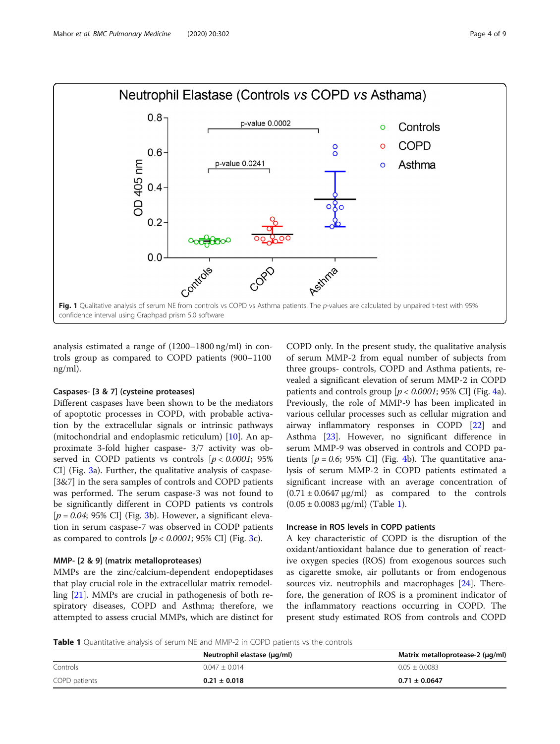Fig. 1 Qualitative analysis of serum NE from controls vs COPD vs Asthma patients. The *p*-values are calculated by unpaired t-test with 95% confidence interval using Graphpad prism 5.0 software

analysis estimated a range of (1200–1800 ng/ml) in controls group as compared to COPD patients (900–1100 ng/ml).

### Caspases- [3 & 7] (cysteine proteases)

Different caspases have been shown to be the mediators of apoptotic processes in COPD, with probable activation by the extracellular signals or intrinsic pathways (mitochondrial and endoplasmic reticulum) [10]. An approximate 3-fold higher caspase- 3/7 activity was observed in COPD patients vs controls [$p < 0.0001$; 95% CI] (Fig. 3a). Further, the qualitative analysis of caspase-[3&7] in the sera samples of controls and COPD patients was performed. The serum caspase-3 was not found to be significantly different in COPD patients vs controls [$p = 0.04$; 95% CI] (Fig. 3b). However, a significant elevation in serum caspase-7 was observed in CODP patients as compared to controls [$p < 0.0001$; 95% CI] (Fig. 3c).

### MMP- [2 & 9] (matrix metalloproteases)

MMPs are the zinc/calcium-dependent endopeptidases that play crucial role in the extracellular matrix remodelling [21]. MMPs are crucial in pathogenesis of both respiratory diseases, COPD and Asthma; therefore, we attempted to assess crucial MMPs, which are distinct for COPD only. In the present study, the qualitative analysis of serum MMP-2 from equal number of subjects from three groups- controls, COPD and Asthma patients, revealed a significant elevation of serum MMP-2 in COPD patients and controls group [$p < 0.0001$; 95% CI] (Fig. 4a). Previously, the role of MMP-9 has been implicated in various cellular processes such as cellular migration and airway inflammatory responses in COPD [22] and Asthma [23]. However, no significant difference in serum MMP-9 was observed in controls and COPD patients [$p = 0.6$; 95% CI] (Fig. 4b). The quantitative analysis of serum MMP-2 in COPD patients estimated a significant increase with an average concentration of (0.71 ± 0.0647 μg/ml) as compared to the controls (0.05 ± 0.0083 μg/ml) (Table 1).

### Increase in ROS levels in COPD patients

A key characteristic of COPD is the disruption of the oxidant/antioxidant balance due to generation of reactive oxygen species (ROS) from exogenous sources such as cigarette smoke, air pollutants or from endogenous sources viz. neutrophils and macrophages [24]. Therefore, the generation of ROS is a prominent indicator of the inflammatory reactions occurring in COPD. The present study estimated ROS from controls and COPD

**Table 1** Quantitative analysis of serum NE and MMP-2 in COPD patients vs the controls

| | Neutrophil elastase (μg/ml) | Matrix metalloprotease-2 (μg/ml) |
|---|---|---|
| Controls | 0.047 ± 0.014 | 0.05 ± 0.0083 |
| COPD patients | **0.21 ± 0.018** | **0.71 ± 0.0647** |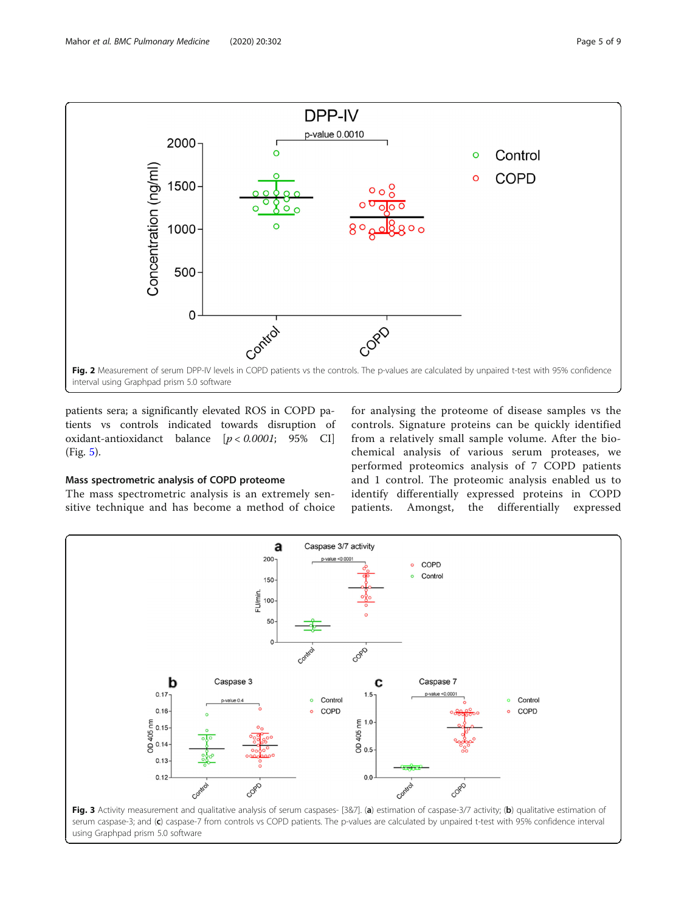Fig. 2 Measurement of serum DPP-IV levels in COPD patients vs the controls. The p-values are calculated by unpaired t-test with 95% confidence interval using Graphpad prism 5.0 software

patients sera; a significantly elevated ROS in COPD patients vs controls indicated towards disruption of oxidant-antioxidanct balance [$p < 0.0001$; 95% CI] (Fig. 5).

### Mass spectrometric analysis of COPD proteome

The mass spectrometric analysis is an extremely sensitive technique and has become a method of choice for analysing the proteome of disease samples vs the controls. Signature proteins can be quickly identified from a relatively small sample volume. After the biochemical analysis of various serum proteases, we performed proteomics analysis of 7 COPD patients and 1 control. The proteomic analysis enabled us to identify differentially expressed proteins in COPD patients. Amongst, the differentially expressed

Fig. 3 Activity measurement and qualitative analysis of serum caspases- [3&7]. (**a**) estimation of caspase-3/7 activity; (**b**) qualitative estimation of serum caspase-3; and (**c**) caspase-7 from controls vs COPD patients. The p-values are calculated by unpaired t-test with 95% confidence interval using Graphpad prism 5.0 software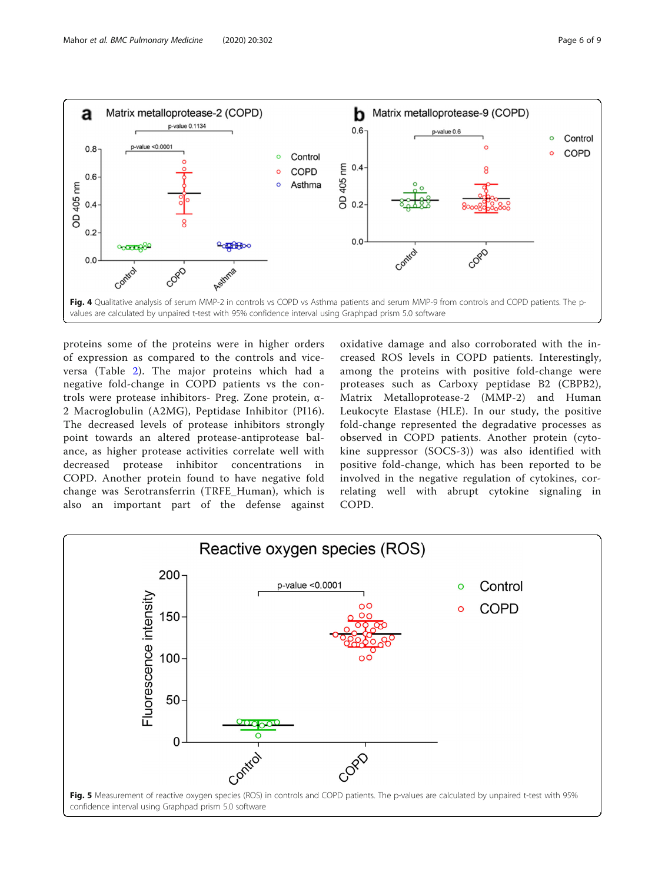**Fig. 4** Qualitative analysis of serum MMP-2 in controls vs COPD vs Asthma patients and serum MMP-9 from controls and COPD patients. The p-values are calculated by unpaired t-test with 95% confidence interval using Graphpad prism 5.0 software

proteins some of the proteins were in higher orders of expression as compared to the controls and vice-versa (Table 2). The major proteins which had a negative fold-change in COPD patients vs the controls were protease inhibitors- Preg. Zone protein, α-2 Macroglobulin (A2MG), Peptidase Inhibitor (PI16). The decreased levels of protease inhibitors strongly point towards an altered protease-antiprotease balance, as higher protease activities correlate well with decreased protease inhibitor concentrations in COPD. Another protein found to have negative fold change was Serotransferrin (TRFE_Human), which is also an important part of the defense against oxidative damage and also corroborated with the increased ROS levels in COPD patients. Interestingly, among the proteins with positive fold-change were proteases such as Carboxy peptidase B2 (CBPB2), Matrix Metalloprotease-2 (MMP-2) and Human Leukocyte Elastase (HLE). In our study, the positive fold-change represented the degradative processes as observed in COPD patients. Another protein (cytokine suppressor (SOCS-3)) was also identified with positive fold-change, which has been reported to be involved in the negative regulation of cytokines, correlating well with abrupt cytokine signaling in COPD.

**Fig. 5** Measurement of reactive oxygen species (ROS) in controls and COPD patients. The p-values are calculated by unpaired t-test with 95% confidence interval using Graphpad prism 5.0 software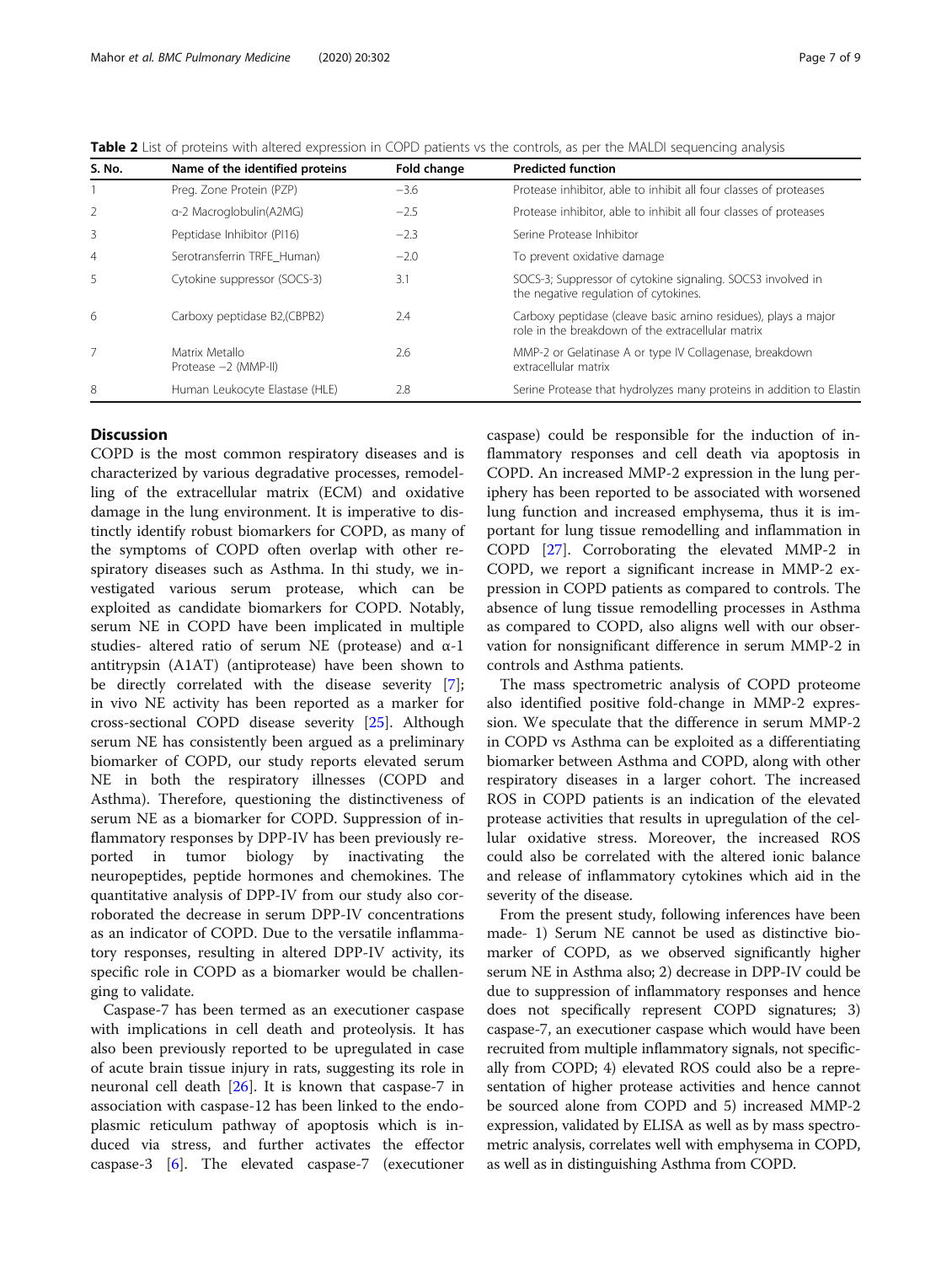**Table 2** List of proteins with altered expression in COPD patients vs the controls, as per the MALDI sequencing analysis

| S. No. | Name of the identified proteins | Fold change | Predicted function |
|---|---|---|---|
| 1 | Preg. Zone Protein (PZP) | −3.6 | Protease inhibitor, able to inhibit all four classes of proteases |
| 2 | α-2 Macroglobulin(A2MG) | −2.5 | Protease inhibitor, able to inhibit all four classes of proteases |
| 3 | Peptidase Inhibitor (PI16) | −2.3 | Serine Protease Inhibitor |
| 4 | Serotransferrin TRFE_Human) | −2.0 | To prevent oxidative damage |
| 5 | Cytokine suppressor (SOCS-3) | 3.1 | SOCS-3; Suppressor of cytokine signaling. SOCS3 involved in the negative regulation of cytokines. |
| 6 | Carboxy peptidase B2,(CBPB2) | 2.4 | Carboxy peptidase (cleave basic amino residues), plays a major role in the breakdown of the extracellular matrix |
| 7 | Matrix Metallo Protease −2 (MMP-II) | 2.6 | MMP-2 or Gelatinase A or type IV Collagenase, breakdown extracellular matrix |
| 8 | Human Leukocyte Elastase (HLE) | 2.8 | Serine Protease that hydrolyzes many proteins in addition to Elastin |

## Discussion

COPD is the most common respiratory diseases and is characterized by various degradative processes, remodelling of the extracellular matrix (ECM) and oxidative damage in the lung environment. It is imperative to distinctly identify robust biomarkers for COPD, as many of the symptoms of COPD often overlap with other respiratory diseases such as Asthma. In thi study, we investigated various serum protease, which can be exploited as candidate biomarkers for COPD. Notably, serum NE in COPD have been implicated in multiple studies- altered ratio of serum NE (protease) and α-1 antitrypsin (A1AT) (antiprotease) have been shown to be directly correlated with the disease severity [7]; in vivo NE activity has been reported as a marker for cross-sectional COPD disease severity [25]. Although serum NE has consistently been argued as a preliminary biomarker of COPD, our study reports elevated serum NE in both the respiratory illnesses (COPD and Asthma). Therefore, questioning the distinctiveness of serum NE as a biomarker for COPD. Suppression of inflammatory responses by DPP-IV has been previously reported in tumor biology by inactivating the neuropeptides, peptide hormones and chemokines. The quantitative analysis of DPP-IV from our study also corroborated the decrease in serum DPP-IV concentrations as an indicator of COPD. Due to the versatile inflammatory responses, resulting in altered DPP-IV activity, its specific role in COPD as a biomarker would be challenging to validate.

Caspase-7 has been termed as an executioner caspase with implications in cell death and proteolysis. It has also been previously reported to be upregulated in case of acute brain tissue injury in rats, suggesting its role in neuronal cell death [26]. It is known that caspase-7 in association with caspase-12 has been linked to the endoplasmic reticulum pathway of apoptosis which is induced via stress, and further activates the effector caspase-3 [6]. The elevated caspase-7 (executioner caspase) could be responsible for the induction of inflammatory responses and cell death via apoptosis in COPD. An increased MMP-2 expression in the lung periphery has been reported to be associated with worsened lung function and increased emphysema, thus it is important for lung tissue remodelling and inflammation in COPD [27]. Corroborating the elevated MMP-2 in COPD, we report a significant increase in MMP-2 expression in COPD patients as compared to controls. The absence of lung tissue remodelling processes in Asthma as compared to COPD, also aligns well with our observation for nonsignificant difference in serum MMP-2 in controls and Asthma patients.

The mass spectrometric analysis of COPD proteome also identified positive fold-change in MMP-2 expression. We speculate that the difference in serum MMP-2 in COPD vs Asthma can be exploited as a differentiating biomarker between Asthma and COPD, along with other respiratory diseases in a larger cohort. The increased ROS in COPD patients is an indication of the elevated protease activities that results in upregulation of the cellular oxidative stress. Moreover, the increased ROS could also be correlated with the altered ionic balance and release of inflammatory cytokines which aid in the severity of the disease.

From the present study, following inferences have been made- 1) Serum NE cannot be used as distinctive biomarker of COPD, as we observed significantly higher serum NE in Asthma also; 2) decrease in DPP-IV could be due to suppression of inflammatory responses and hence does not specifically represent COPD signatures; 3) caspase-7, an executioner caspase which would have been recruited from multiple inflammatory signals, not specifically from COPD; 4) elevated ROS could also be a representation of higher protease activities and hence cannot be sourced alone from COPD and 5) increased MMP-2 expression, validated by ELISA as well as by mass spectrometric analysis, correlates well with emphysema in COPD, as well as in distinguishing Asthma from COPD.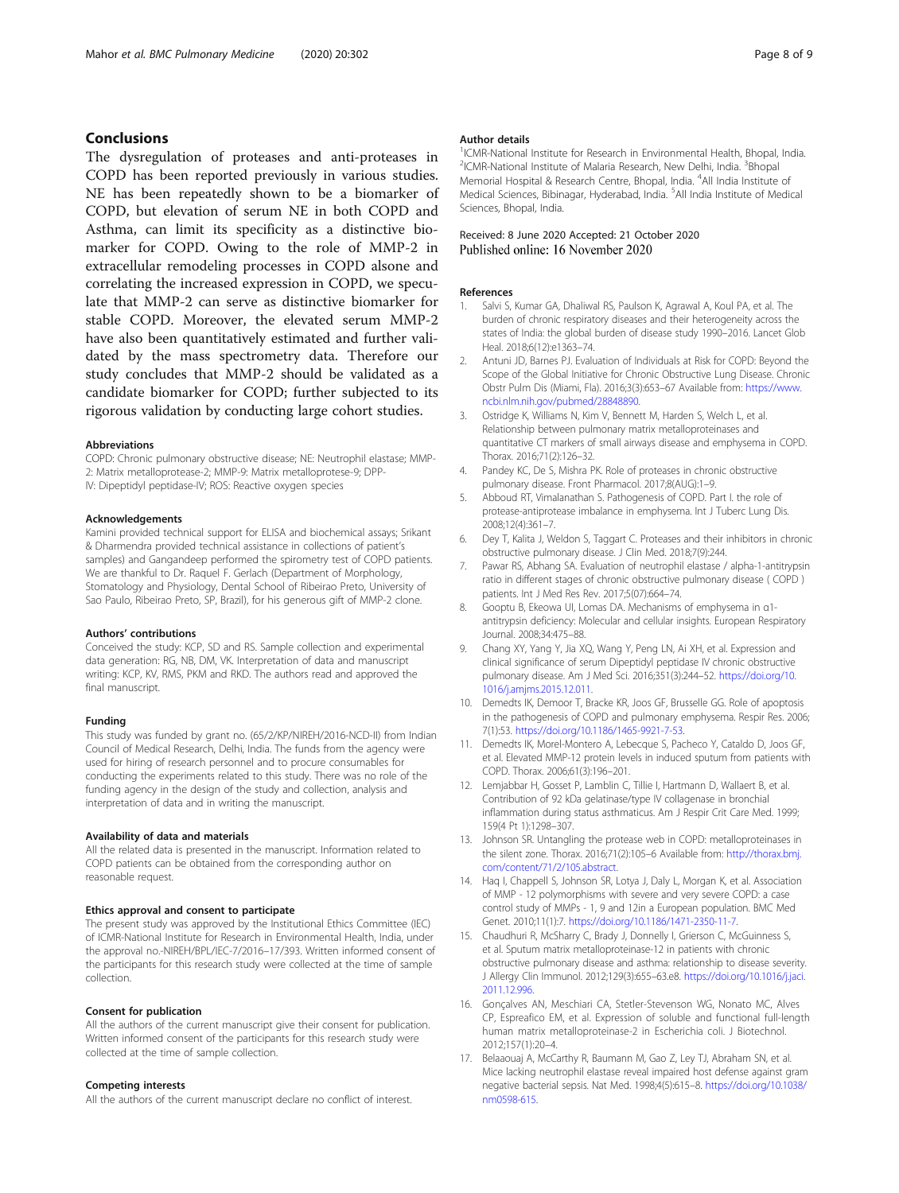## Conclusions

The dysregulation of proteases and anti-proteases in COPD has been reported previously in various studies. NE has been repeatedly shown to be a biomarker of COPD, but elevation of serum NE in both COPD and Asthma, can limit its specificity as a distinctive biomarker for COPD. Owing to the role of MMP-2 in extracellular remodeling processes in COPD alsone and correlating the increased expression in COPD, we speculate that MMP-2 can serve as distinctive biomarker for stable COPD. Moreover, the elevated serum MMP-2 have also been quantitatively estimated and further validated by the mass spectrometry data. Therefore our study concludes that MMP-2 should be validated as a candidate biomarker for COPD; further subjected to its rigorous validation by conducting large cohort studies.

### Abbreviations

COPD: Chronic pulmonary obstructive disease; NE: Neutrophil elastase; MMP-2: Matrix metalloprotease-2; MMP-9: Matrix metalloprotese-9; DPP-IV: Dipeptidyl peptidase-IV; ROS: Reactive oxygen species

### Acknowledgements

Kamini provided technical support for ELISA and biochemical assays; Srikant & Dharmendra provided technical assistance in collections of patient's samples) and Gangandeep performed the spirometry test of COPD patients. We are thankful to Dr. Raquel F. Gerlach (Department of Morphology, Stomatology and Physiology, Dental School of Ribeirao Preto, University of Sao Paulo, Ribeirao Preto, SP, Brazil), for his generous gift of MMP-2 clone.

### Authors' contributions

Conceived the study: KCP, SD and RS. Sample collection and experimental data generation: RG, NB, DM, VK. Interpretation of data and manuscript writing: KCP, KV, RMS, PKM and RKD. The authors read and approved the final manuscript.

### Funding

This study was funded by grant no. (65/2/KP/NIREH/2016-NCD-II) from Indian Council of Medical Research, Delhi, India. The funds from the agency were used for hiring of research personnel and to procure consumables for conducting the experiments related to this study. There was no role of the funding agency in the design of the study and collection, analysis and interpretation of data and in writing the manuscript.

### Availability of data and materials

All the related data is presented in the manuscript. Information related to COPD patients can be obtained from the corresponding author on reasonable request.

### Ethics approval and consent to participate

The present study was approved by the Institutional Ethics Committee (IEC) of ICMR-National Institute for Research in Environmental Health, India, under the approval no.-NIREH/BPL/IEC-7/2016–17/393. Written informed consent of the participants for this research study were collected at the time of sample collection.

### Consent for publication

All the authors of the current manuscript give their consent for publication. Written informed consent of the participants for this research study were collected at the time of sample collection.

### Competing interests

All the authors of the current manuscript declare no conflict of interest.

### Author details

[1]ICMR-National Institute for Research in Environmental Health, Bhopal, India. [2]ICMR-National Institute of Malaria Research, New Delhi, India. [3]Bhopal Memorial Hospital & Research Centre, Bhopal, India. [4]All India Institute of Medical Sciences, Bibinagar, Hyderabad, India. [5]All India Institute of Medical Sciences, Bhopal, India.

Received: 8 June 2020 Accepted: 21 October 2020
Published online: 16 November 2020

### References

1. Salvi S, Kumar GA, Dhaliwal RS, Paulson K, Agrawal A, Koul PA, et al. The burden of chronic respiratory diseases and their heterogeneity across the states of India: the global burden of disease study 1990–2016. Lancet Glob Heal. 2018;6(12):e1363–74.
2. Antuni JD, Barnes PJ. Evaluation of Individuals at Risk for COPD: Beyond the Scope of the Global Initiative for Chronic Obstructive Lung Disease. Chronic Obstr Pulm Dis (Miami, Fla). 2016;3(3):653–67 Available from: https://www.ncbi.nlm.nih.gov/pubmed/28848890.
3. Ostridge K, Williams N, Kim V, Bennett M, Harden S, Welch L, et al. Relationship between pulmonary matrix metalloproteinases and quantitative CT markers of small airways disease and emphysema in COPD. Thorax. 2016;71(2):126–32.
4. Pandey KC, De S, Mishra PK. Role of proteases in chronic obstructive pulmonary disease. Front Pharmacol. 2017;8(AUG):1–9.
5. Abboud RT, Vimalanathan S. Pathogenesis of COPD. Part I. the role of protease-antiprotease imbalance in emphysema. Int J Tuberc Lung Dis. 2008;12(4):361–7.
6. Dey T, Kalita J, Weldon S, Taggart C. Proteases and their inhibitors in chronic obstructive pulmonary disease. J Clin Med. 2018;7(9):244.
7. Pawar RS, Abhang SA. Evaluation of neutrophil elastase / alpha-1-antitrypsin ratio in different stages of chronic obstructive pulmonary disease ( COPD ) patients. Int J Med Res Rev. 2017;5(07):664–74.
8. Gooptu B, Ekeowa UI, Lomas DA. Mechanisms of emphysema in α1-antitrypsin deficiency: Molecular and cellular insights. European Respiratory Journal. 2008;34:475–88.
9. Chang XY, Yang Y, Jia XQ, Wang Y, Peng LN, Ai XH, et al. Expression and clinical significance of serum Dipeptidyl peptidase IV chronic obstructive pulmonary disease. Am J Med Sci. 2016;351(3):244–52. https://doi.org/10.1016/j.amjms.2015.12.011.
10. Demedts IK, Demoor T, Bracke KR, Joos GF, Brusselle GG. Role of apoptosis in the pathogenesis of COPD and pulmonary emphysema. Respir Res. 2006;7(1):53. https://doi.org/10.1186/1465-9921-7-53.
11. Demedts IK, Morel-Montero A, Lebecque S, Pacheco Y, Cataldo D, Joos GF, et al. Elevated MMP-12 protein levels in induced sputum from patients with COPD. Thorax. 2006;61(3):196–201.
12. Lemjabbar H, Gosset P, Lamblin C, Tillie I, Hartmann D, Wallaert B, et al. Contribution of 92 kDa gelatinase/type IV collagenase in bronchial inflammation during status asthmaticus. Am J Respir Crit Care Med. 1999;159(4 Pt 1):1298–307.
13. Johnson SR. Untangling the protease web in COPD: metalloproteinases in the silent zone. Thorax. 2016;71(2):105–6 Available from: http://thorax.bmj.com/content/71/2/105.abstract.
14. Haq I, Chappell S, Johnson SR, Lotya J, Daly L, Morgan K, et al. Association of MMP - 12 polymorphisms with severe and very severe COPD: a case control study of MMPs - 1, 9 and 12in a European population. BMC Med Genet. 2010;11(1):7. https://doi.org/10.1186/1471-2350-11-7.
15. Chaudhuri R, McSharry C, Brady J, Donnelly I, Grierson C, McGuinness S, et al. Sputum matrix metalloproteinase-12 in patients with chronic obstructive pulmonary disease and asthma: relationship to disease severity. J Allergy Clin Immunol. 2012;129(3):655–63.e8. https://doi.org/10.1016/j.jaci.2011.12.996.
16. Gonçalves AN, Meschiari CA, Stetler-Stevenson WG, Nonato MC, Alves CP, Espreafico EM, et al. Expression of soluble and functional full-length human matrix metalloproteinase-2 in Escherichia coli. J Biotechnol. 2012;157(1):20–4.
17. Belaaouaj A, McCarthy R, Baumann M, Gao Z, Ley TJ, Abraham SN, et al. Mice lacking neutrophil elastase reveal impaired host defense against gram negative bacterial sepsis. Nat Med. 1998;4(5):615–8. https://doi.org/10.1038/nm0598-615.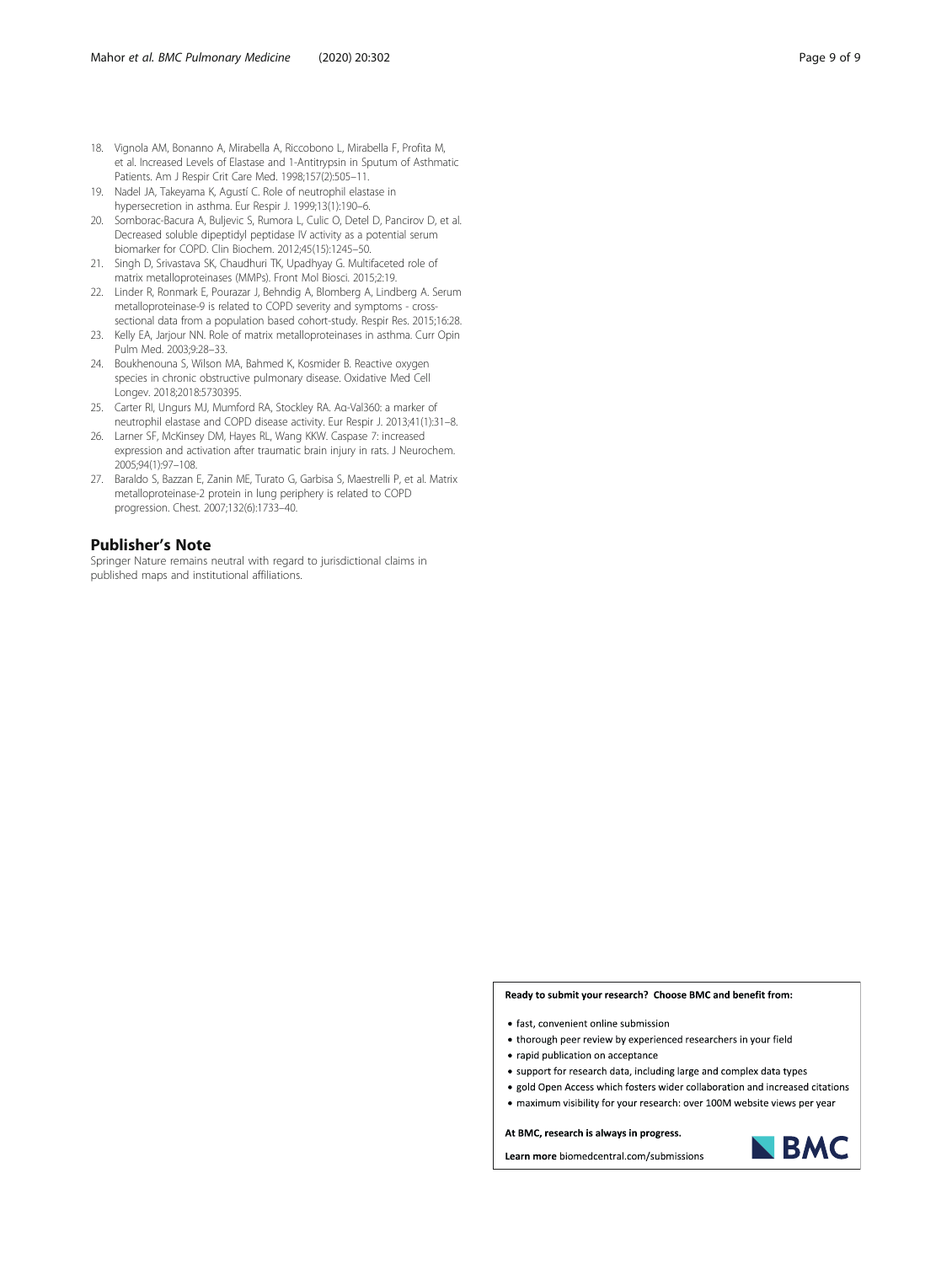18. Vignola AM, Bonanno A, Mirabella A, Riccobono L, Mirabella F, Profita M, et al. Increased Levels of Elastase and 1-Antitrypsin in Sputum of Asthmatic Patients. Am J Respir Crit Care Med. 1998;157(2):505–11.
19. Nadel JA, Takeyama K, Agustí C. Role of neutrophil elastase in hypersecretion in asthma. Eur Respir J. 1999;13(1):190–6.
20. Somborac-Bacura A, Buljevic S, Rumora L, Culic O, Detel D, Pancirov D, et al. Decreased soluble dipeptidyl peptidase IV activity as a potential serum biomarker for COPD. Clin Biochem. 2012;45(15):1245–50.
21. Singh D, Srivastava SK, Chaudhuri TK, Upadhyay G. Multifaceted role of matrix metalloproteinases (MMPs). Front Mol Biosci. 2015;2:19.
22. Linder R, Ronmark E, Pourazar J, Behndig A, Blomberg A, Lindberg A. Serum metalloproteinase-9 is related to COPD severity and symptoms - cross-sectional data from a population based cohort-study. Respir Res. 2015;16:28.
23. Kelly EA, Jarjour NN. Role of matrix metalloproteinases in asthma. Curr Opin Pulm Med. 2003;9:28–33.
24. Boukhenouna S, Wilson MA, Bahmed K, Kosmider B. Reactive oxygen species in chronic obstructive pulmonary disease. Oxidative Med Cell Longev. 2018;2018:5730395.
25. Carter RI, Ungurs MJ, Mumford RA, Stockley RA. Aα-Val360: a marker of neutrophil elastase and COPD disease activity. Eur Respir J. 2013;41(1):31–8.
26. Larner SF, McKinsey DM, Hayes RL, Wang KKW. Caspase 7: increased expression and activation after traumatic brain injury in rats. J Neurochem. 2005;94(1):97–108.
27. Baraldo S, Bazzan E, Zanin ME, Turato G, Garbisa S, Maestrelli P, et al. Matrix metalloproteinase-2 protein in lung periphery is related to COPD progression. Chest. 2007;132(6):1733–40.

## Publisher's Note

Springer Nature remains neutral with regard to jurisdictional claims in published maps and institutional affiliations.

**Ready to submit your research? Choose BMC and benefit from:**

- fast, convenient online submission
- thorough peer review by experienced researchers in your field
- rapid publication on acceptance
- support for research data, including large and complex data types
- gold Open Access which fosters wider collaboration and increased citations
- maximum visibility for your research: over 100M website views per year

**At BMC, research is always in progress.**

**Learn more** biomedcentral.com/submissions

BMC